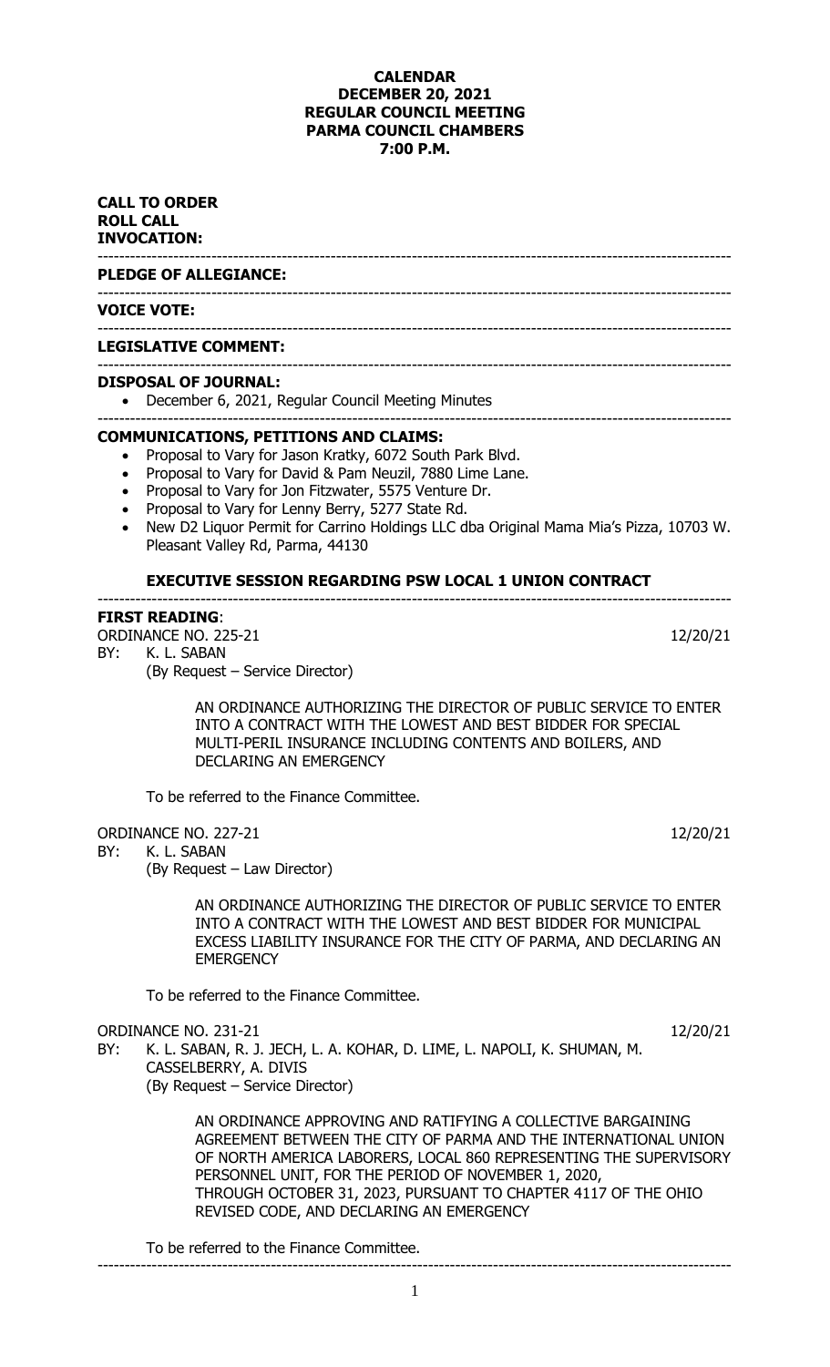**CALENDAR**
**DECEMBER 20, 2021**
**REGULAR COUNCIL MEETING**
**PARMA COUNCIL CHAMBERS**
**7:00 P.M.**

**CALL TO ORDER**
**ROLL CALL**
**INVOCATION:**

---

**PLEDGE OF ALLEGIANCE:**

---

**VOICE VOTE:**

---

**LEGISLATIVE COMMENT:**

---

**DISPOSAL OF JOURNAL:**

- December 6, 2021, Regular Council Meeting Minutes

---

**COMMUNICATIONS, PETITIONS AND CLAIMS:**

- Proposal to Vary for Jason Kratky, 6072 South Park Blvd.
- Proposal to Vary for David & Pam Neuzil, 7880 Lime Lane.
- Proposal to Vary for Jon Fitzwater, 5575 Venture Dr.
- Proposal to Vary for Lenny Berry, 5277 State Rd.
- New D2 Liquor Permit for Carrino Holdings LLC dba Original Mama Mia's Pizza, 10703 W. Pleasant Valley Rd, Parma, 44130

**EXECUTIVE SESSION REGARDING PSW LOCAL 1 UNION CONTRACT**

---

**FIRST READING**:

ORDINANCE NO. 225-21 12/20/21
BY: K. L. SABAN
(By Request – Service Director)

AN ORDINANCE AUTHORIZING THE DIRECTOR OF PUBLIC SERVICE TO ENTER INTO A CONTRACT WITH THE LOWEST AND BEST BIDDER FOR SPECIAL MULTI-PERIL INSURANCE INCLUDING CONTENTS AND BOILERS, AND DECLARING AN EMERGENCY

To be referred to the Finance Committee.

ORDINANCE NO. 227-21 12/20/21
BY: K. L. SABAN
(By Request – Law Director)

AN ORDINANCE AUTHORIZING THE DIRECTOR OF PUBLIC SERVICE TO ENTER INTO A CONTRACT WITH THE LOWEST AND BEST BIDDER FOR MUNICIPAL EXCESS LIABILITY INSURANCE FOR THE CITY OF PARMA, AND DECLARING AN EMERGENCY

To be referred to the Finance Committee.

ORDINANCE NO. 231-21 12/20/21
BY: K. L. SABAN, R. J. JECH, L. A. KOHAR, D. LIME, L. NAPOLI, K. SHUMAN, M. CASSELBERRY, A. DIVIS
(By Request – Service Director)

AN ORDINANCE APPROVING AND RATIFYING A COLLECTIVE BARGAINING AGREEMENT BETWEEN THE CITY OF PARMA AND THE INTERNATIONAL UNION OF NORTH AMERICA LABORERS, LOCAL 860 REPRESENTING THE SUPERVISORY PERSONNEL UNIT, FOR THE PERIOD OF NOVEMBER 1, 2020, THROUGH OCTOBER 31, 2023, PURSUANT TO CHAPTER 4117 OF THE OHIO REVISED CODE, AND DECLARING AN EMERGENCY

To be referred to the Finance Committee.

---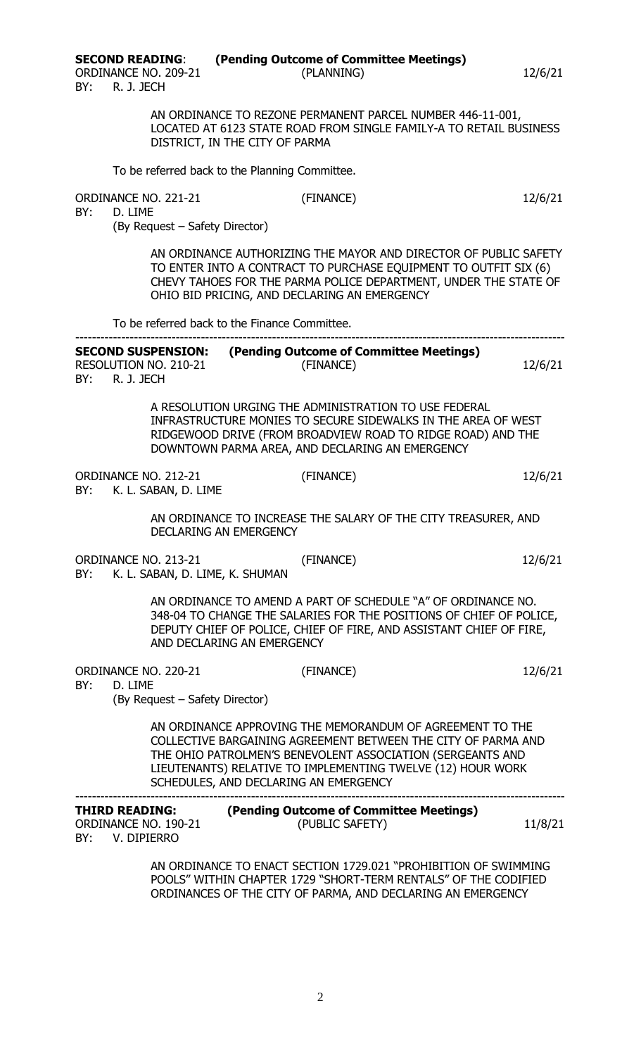**SECOND READING**: **(Pending Outcome of Committee Meetings)**

ORDINANCE NO. 209-21 (PLANNING) 12/6/21
BY: R. J. JECH

AN ORDINANCE TO REZONE PERMANENT PARCEL NUMBER 446-11-001, LOCATED AT 6123 STATE ROAD FROM SINGLE FAMILY-A TO RETAIL BUSINESS DISTRICT, IN THE CITY OF PARMA

To be referred back to the Planning Committee.

ORDINANCE NO. 221-21 (FINANCE) 12/6/21
BY: D. LIME
(By Request – Safety Director)

AN ORDINANCE AUTHORIZING THE MAYOR AND DIRECTOR OF PUBLIC SAFETY TO ENTER INTO A CONTRACT TO PURCHASE EQUIPMENT TO OUTFIT SIX (6) CHEVY TAHOES FOR THE PARMA POLICE DEPARTMENT, UNDER THE STATE OF OHIO BID PRICING, AND DECLARING AN EMERGENCY

To be referred back to the Finance Committee.

---

**SECOND SUSPENSION:** **(Pending Outcome of Committee Meetings)**

RESOLUTION NO. 210-21 (FINANCE) 12/6/21
BY: R. J. JECH

A RESOLUTION URGING THE ADMINISTRATION TO USE FEDERAL INFRASTRUCTURE MONIES TO SECURE SIDEWALKS IN THE AREA OF WEST RIDGEWOOD DRIVE (FROM BROADVIEW ROAD TO RIDGE ROAD) AND THE DOWNTOWN PARMA AREA, AND DECLARING AN EMERGENCY

ORDINANCE NO. 212-21 (FINANCE) 12/6/21
BY: K. L. SABAN, D. LIME

AN ORDINANCE TO INCREASE THE SALARY OF THE CITY TREASURER, AND DECLARING AN EMERGENCY

ORDINANCE NO. 213-21 (FINANCE) 12/6/21
BY: K. L. SABAN, D. LIME, K. SHUMAN

AN ORDINANCE TO AMEND A PART OF SCHEDULE "A" OF ORDINANCE NO. 348-04 TO CHANGE THE SALARIES FOR THE POSITIONS OF CHIEF OF POLICE, DEPUTY CHIEF OF POLICE, CHIEF OF FIRE, AND ASSISTANT CHIEF OF FIRE, AND DECLARING AN EMERGENCY

ORDINANCE NO. 220-21 (FINANCE) 12/6/21
BY: D. LIME
(By Request – Safety Director)

AN ORDINANCE APPROVING THE MEMORANDUM OF AGREEMENT TO THE COLLECTIVE BARGAINING AGREEMENT BETWEEN THE CITY OF PARMA AND THE OHIO PATROLMEN'S BENEVOLENT ASSOCIATION (SERGEANTS AND LIEUTENANTS) RELATIVE TO IMPLEMENTING TWELVE (12) HOUR WORK SCHEDULES, AND DECLARING AN EMERGENCY

---

**THIRD READING:** **(Pending Outcome of Committee Meetings)**

ORDINANCE NO. 190-21 (PUBLIC SAFETY) 11/8/21
BY: V. DIPIERRO

AN ORDINANCE TO ENACT SECTION 1729.021 "PROHIBITION OF SWIMMING POOLS" WITHIN CHAPTER 1729 "SHORT-TERM RENTALS" OF THE CODIFIED ORDINANCES OF THE CITY OF PARMA, AND DECLARING AN EMERGENCY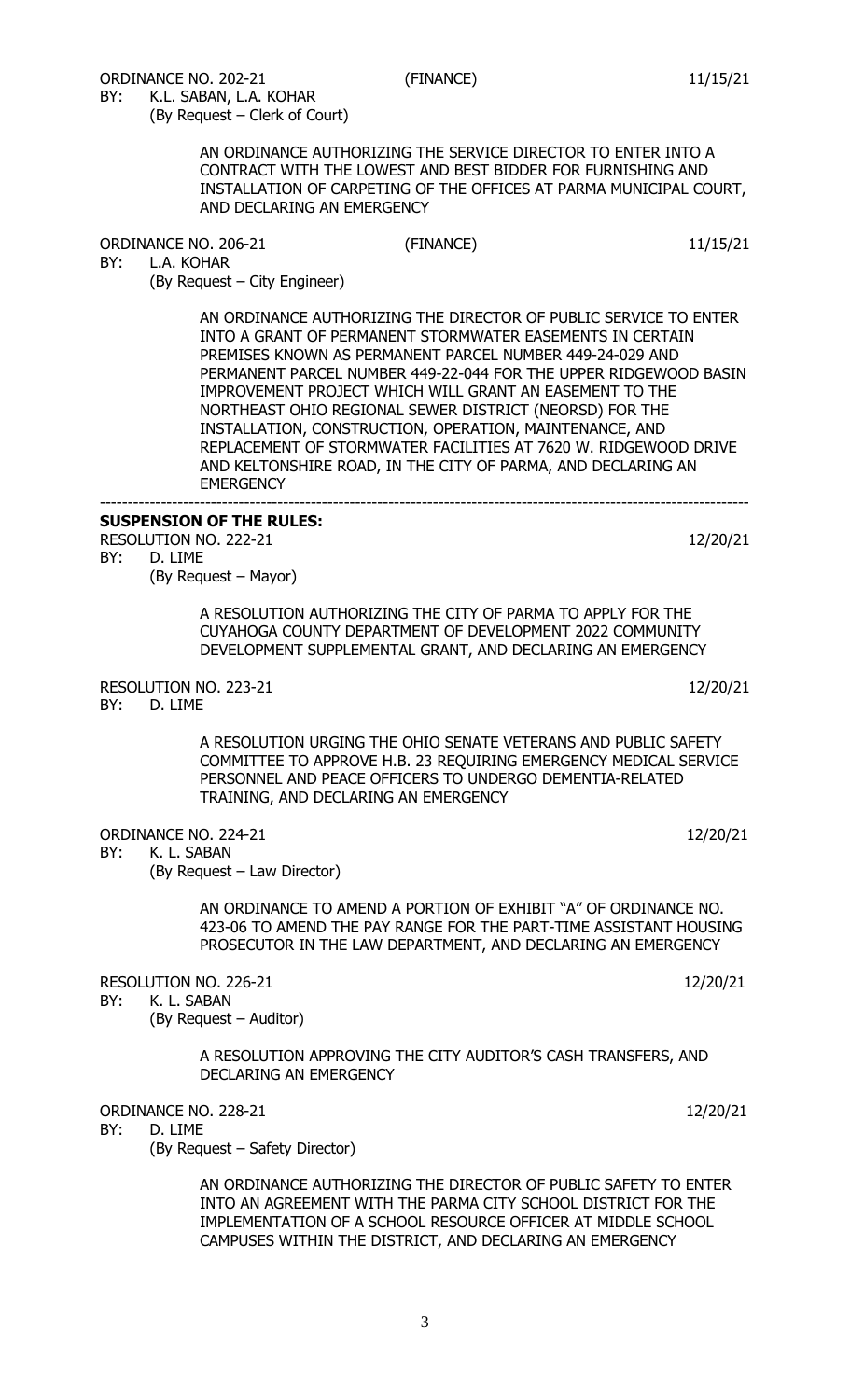ORDINANCE NO. 202-21 (FINANCE) 11/15/21
BY: K.L. SABAN, L.A. KOHAR
(By Request – Clerk of Court)

AN ORDINANCE AUTHORIZING THE SERVICE DIRECTOR TO ENTER INTO A CONTRACT WITH THE LOWEST AND BEST BIDDER FOR FURNISHING AND INSTALLATION OF CARPETING OF THE OFFICES AT PARMA MUNICIPAL COURT, AND DECLARING AN EMERGENCY

ORDINANCE NO. 206-21 (FINANCE) 11/15/21
BY: L.A. KOHAR
(By Request – City Engineer)

AN ORDINANCE AUTHORIZING THE DIRECTOR OF PUBLIC SERVICE TO ENTER INTO A GRANT OF PERMANENT STORMWATER EASEMENTS IN CERTAIN PREMISES KNOWN AS PERMANENT PARCEL NUMBER 449-24-029 AND PERMANENT PARCEL NUMBER 449-22-044 FOR THE UPPER RIDGEWOOD BASIN IMPROVEMENT PROJECT WHICH WILL GRANT AN EASEMENT TO THE NORTHEAST OHIO REGIONAL SEWER DISTRICT (NEORSD) FOR THE INSTALLATION, CONSTRUCTION, OPERATION, MAINTENANCE, AND REPLACEMENT OF STORMWATER FACILITIES AT 7620 W. RIDGEWOOD DRIVE AND KELTONSHIRE ROAD, IN THE CITY OF PARMA, AND DECLARING AN EMERGENCY

---

**SUSPENSION OF THE RULES:**

RESOLUTION NO. 222-21 12/20/21
BY: D. LIME
(By Request – Mayor)

A RESOLUTION AUTHORIZING THE CITY OF PARMA TO APPLY FOR THE CUYAHOGA COUNTY DEPARTMENT OF DEVELOPMENT 2022 COMMUNITY DEVELOPMENT SUPPLEMENTAL GRANT, AND DECLARING AN EMERGENCY

RESOLUTION NO. 223-21 12/20/21
BY: D. LIME

A RESOLUTION URGING THE OHIO SENATE VETERANS AND PUBLIC SAFETY COMMITTEE TO APPROVE H.B. 23 REQUIRING EMERGENCY MEDICAL SERVICE PERSONNEL AND PEACE OFFICERS TO UNDERGO DEMENTIA-RELATED TRAINING, AND DECLARING AN EMERGENCY

ORDINANCE NO. 224-21 12/20/21
BY: K. L. SABAN
(By Request – Law Director)

AN ORDINANCE TO AMEND A PORTION OF EXHIBIT "A" OF ORDINANCE NO. 423-06 TO AMEND THE PAY RANGE FOR THE PART-TIME ASSISTANT HOUSING PROSECUTOR IN THE LAW DEPARTMENT, AND DECLARING AN EMERGENCY

RESOLUTION NO. 226-21 12/20/21
BY: K. L. SABAN
(By Request – Auditor)

A RESOLUTION APPROVING THE CITY AUDITOR'S CASH TRANSFERS, AND DECLARING AN EMERGENCY

ORDINANCE NO. 228-21 12/20/21
BY: D. LIME
(By Request – Safety Director)

AN ORDINANCE AUTHORIZING THE DIRECTOR OF PUBLIC SAFETY TO ENTER INTO AN AGREEMENT WITH THE PARMA CITY SCHOOL DISTRICT FOR THE IMPLEMENTATION OF A SCHOOL RESOURCE OFFICER AT MIDDLE SCHOOL CAMPUSES WITHIN THE DISTRICT, AND DECLARING AN EMERGENCY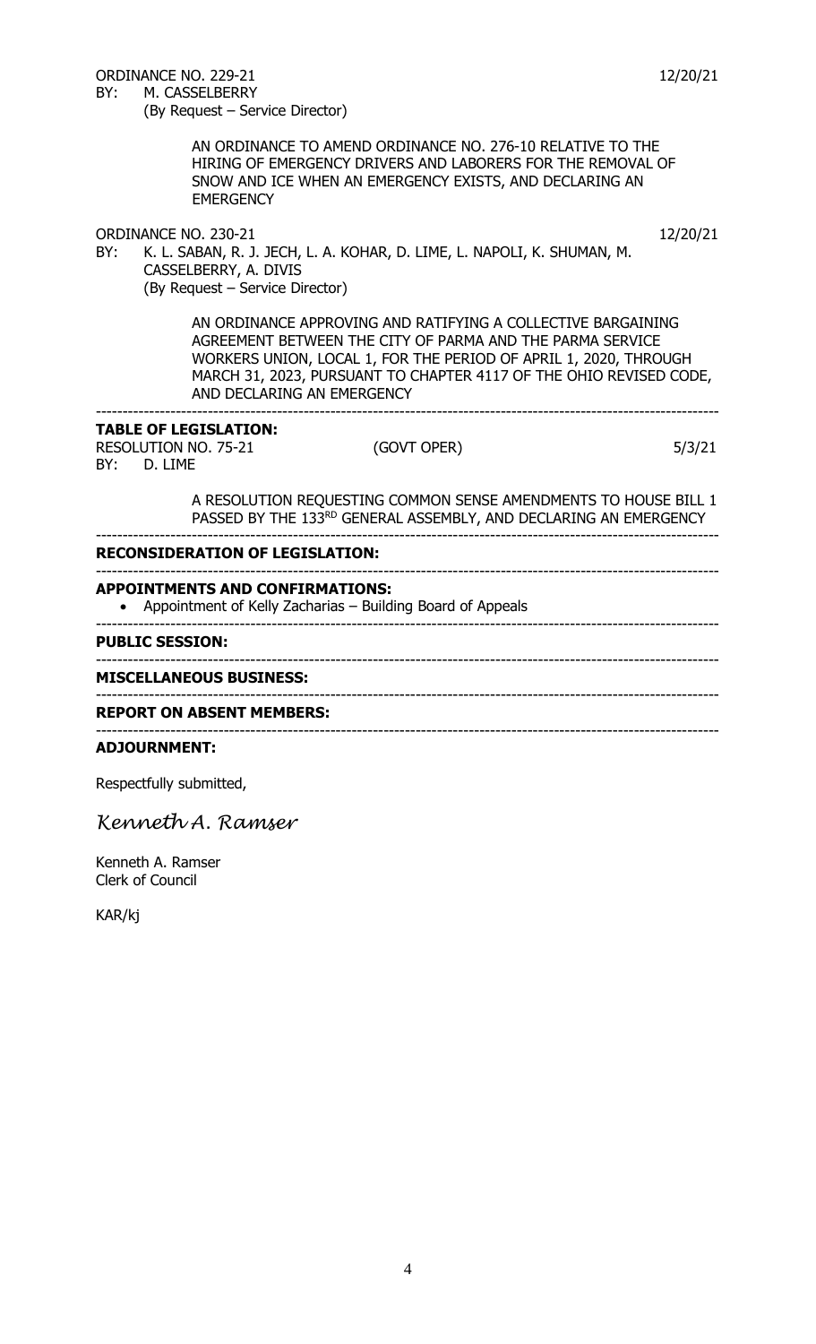ORDINANCE NO. 229-21 12/20/21
BY: M. CASSELBERRY
(By Request – Service Director)

AN ORDINANCE TO AMEND ORDINANCE NO. 276-10 RELATIVE TO THE HIRING OF EMERGENCY DRIVERS AND LABORERS FOR THE REMOVAL OF SNOW AND ICE WHEN AN EMERGENCY EXISTS, AND DECLARING AN EMERGENCY

ORDINANCE NO. 230-21 12/20/21
BY: K. L. SABAN, R. J. JECH, L. A. KOHAR, D. LIME, L. NAPOLI, K. SHUMAN, M. CASSELBERRY, A. DIVIS
(By Request – Service Director)

AN ORDINANCE APPROVING AND RATIFYING A COLLECTIVE BARGAINING AGREEMENT BETWEEN THE CITY OF PARMA AND THE PARMA SERVICE WORKERS UNION, LOCAL 1, FOR THE PERIOD OF APRIL 1, 2020, THROUGH MARCH 31, 2023, PURSUANT TO CHAPTER 4117 OF THE OHIO REVISED CODE, AND DECLARING AN EMERGENCY

---

**TABLE OF LEGISLATION:**

RESOLUTION NO. 75-21 (GOVT OPER) 5/3/21
BY: D. LIME

A RESOLUTION REQUESTING COMMON SENSE AMENDMENTS TO HOUSE BILL 1 PASSED BY THE 133RD GENERAL ASSEMBLY, AND DECLARING AN EMERGENCY

---

**RECONSIDERATION OF LEGISLATION:**

---

**APPOINTMENTS AND CONFIRMATIONS:**

- Appointment of Kelly Zacharias – Building Board of Appeals

---

**PUBLIC SESSION:**

---

**MISCELLANEOUS BUSINESS:**

---

**REPORT ON ABSENT MEMBERS:**

---

**ADJOURNMENT:**

Respectfully submitted,

*Kenneth A. Ramser*

Kenneth A. Ramser
Clerk of Council

KAR/kj